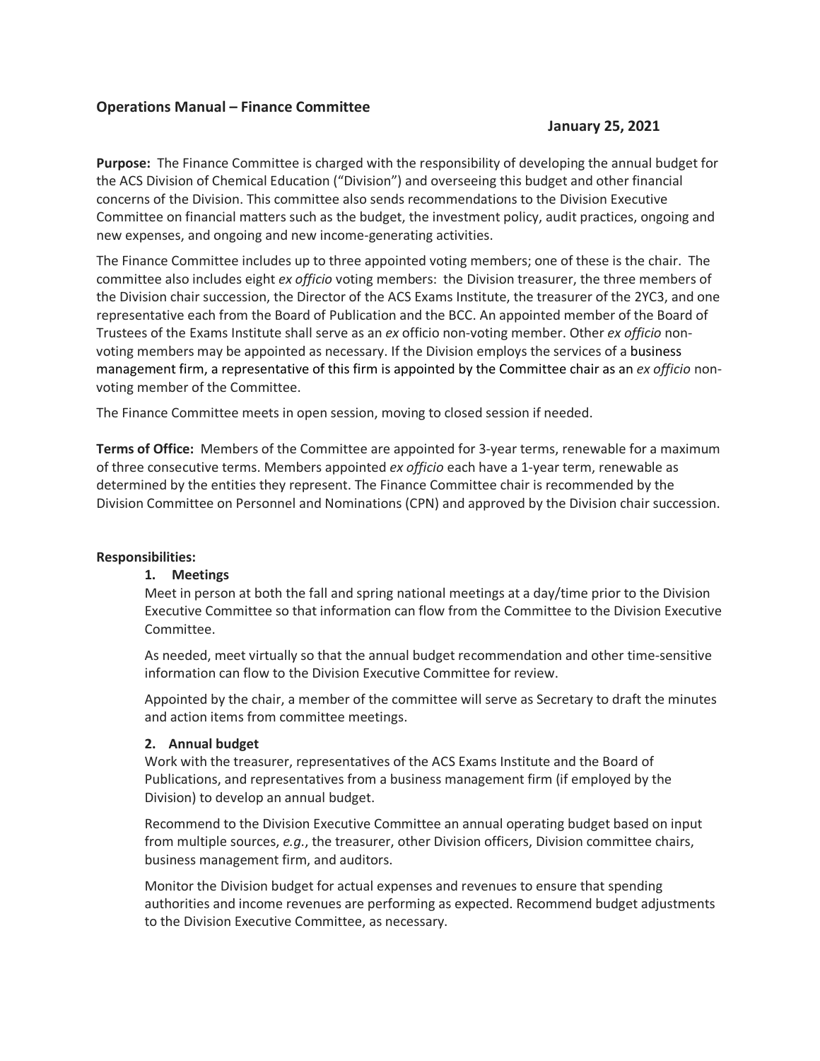**Operations Manual – Finance Committee**

**January 25, 2021**

**Purpose:** The Finance Committee is charged with the responsibility of developing the annual budget for the ACS Division of Chemical Education ("Division") and overseeing this budget and other financial concerns of the Division. This committee also sends recommendations to the Division Executive Committee on financial matters such as the budget, the investment policy, audit practices, ongoing and new expenses, and ongoing and new income-generating activities.

The Finance Committee includes up to three appointed voting members; one of these is the chair. The committee also includes eight *ex officio* voting members: the Division treasurer, the three members of the Division chair succession, the Director of the ACS Exams Institute, the treasurer of the 2YC3, and one representative each from the Board of Publication and the BCC. An appointed member of the Board of Trustees of the Exams Institute shall serve as an *ex* officio non-voting member. Other *ex officio* non-voting members may be appointed as necessary. If the Division employs the services of a business management firm, a representative of this firm is appointed by the Committee chair as an *ex officio* non-voting member of the Committee.

The Finance Committee meets in open session, moving to closed session if needed.

**Terms of Office:** Members of the Committee are appointed for 3-year terms, renewable for a maximum of three consecutive terms. Members appointed *ex officio* each have a 1-year term, renewable as determined by the entities they represent. The Finance Committee chair is recommended by the Division Committee on Personnel and Nominations (CPN) and approved by the Division chair succession.

**Responsibilities:**

**1. Meetings**

Meet in person at both the fall and spring national meetings at a day/time prior to the Division Executive Committee so that information can flow from the Committee to the Division Executive Committee.

As needed, meet virtually so that the annual budget recommendation and other time-sensitive information can flow to the Division Executive Committee for review.

Appointed by the chair, a member of the committee will serve as Secretary to draft the minutes and action items from committee meetings.

**2. Annual budget**

Work with the treasurer, representatives of the ACS Exams Institute and the Board of Publications, and representatives from a business management firm (if employed by the Division) to develop an annual budget.

Recommend to the Division Executive Committee an annual operating budget based on input from multiple sources, *e.g.*, the treasurer, other Division officers, Division committee chairs, business management firm, and auditors.

Monitor the Division budget for actual expenses and revenues to ensure that spending authorities and income revenues are performing as expected. Recommend budget adjustments to the Division Executive Committee, as necessary.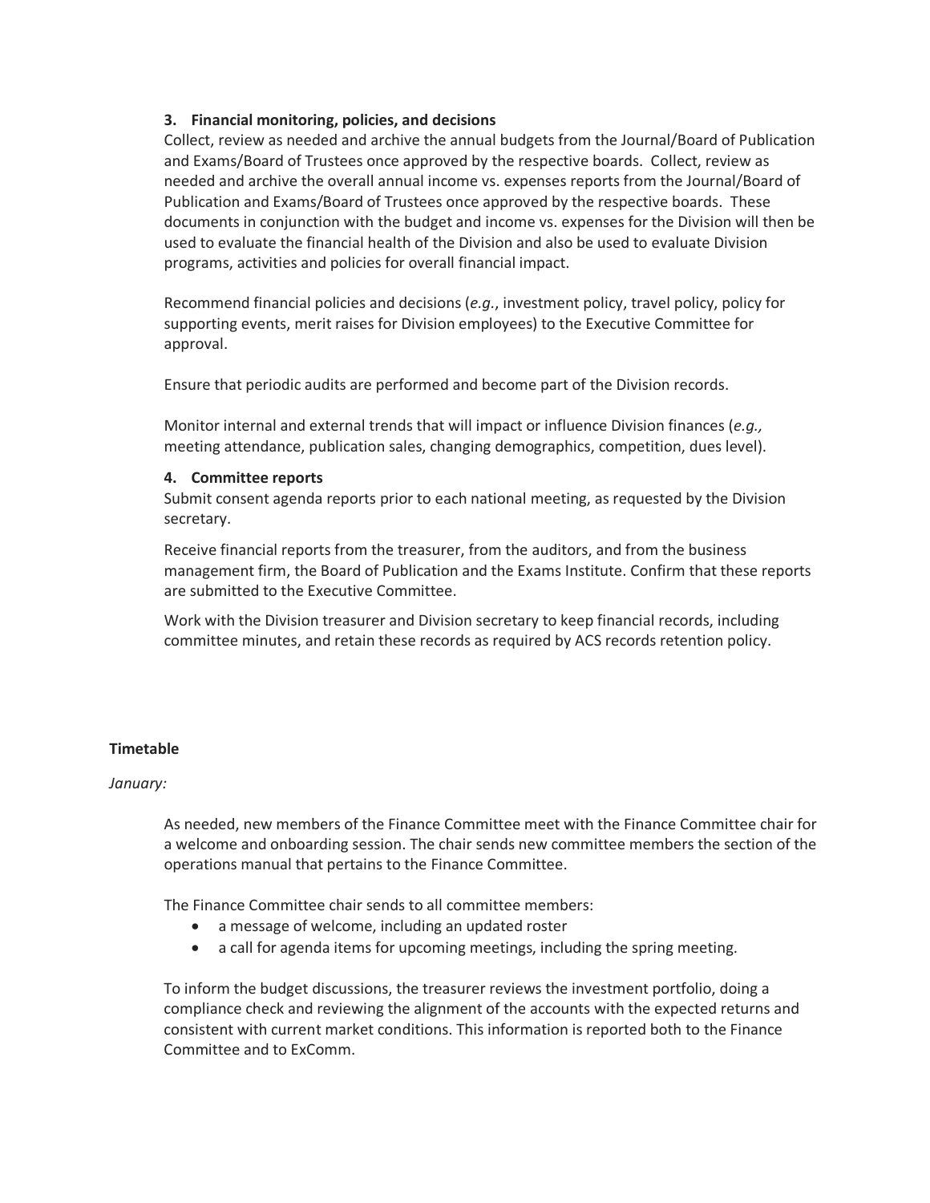### 3. Financial monitoring, policies, and decisions

Collect, review as needed and archive the annual budgets from the Journal/Board of Publication and Exams/Board of Trustees once approved by the respective boards. Collect, review as needed and archive the overall annual income vs. expenses reports from the Journal/Board of Publication and Exams/Board of Trustees once approved by the respective boards. These documents in conjunction with the budget and income vs. expenses for the Division will then be used to evaluate the financial health of the Division and also be used to evaluate Division programs, activities and policies for overall financial impact.

Recommend financial policies and decisions (*e.g.*, investment policy, travel policy, policy for supporting events, merit raises for Division employees) to the Executive Committee for approval.

Ensure that periodic audits are performed and become part of the Division records.

Monitor internal and external trends that will impact or influence Division finances (*e.g.,* meeting attendance, publication sales, changing demographics, competition, dues level).

### 4. Committee reports

Submit consent agenda reports prior to each national meeting, as requested by the Division secretary.

Receive financial reports from the treasurer, from the auditors, and from the business management firm, the Board of Publication and the Exams Institute. Confirm that these reports are submitted to the Executive Committee.

Work with the Division treasurer and Division secretary to keep financial records, including committee minutes, and retain these records as required by ACS records retention policy.

## Timetable

*January:*

As needed, new members of the Finance Committee meet with the Finance Committee chair for a welcome and onboarding session. The chair sends new committee members the section of the operations manual that pertains to the Finance Committee.

The Finance Committee chair sends to all committee members:

- a message of welcome, including an updated roster
- a call for agenda items for upcoming meetings, including the spring meeting.

To inform the budget discussions, the treasurer reviews the investment portfolio, doing a compliance check and reviewing the alignment of the accounts with the expected returns and consistent with current market conditions. This information is reported both to the Finance Committee and to ExComm.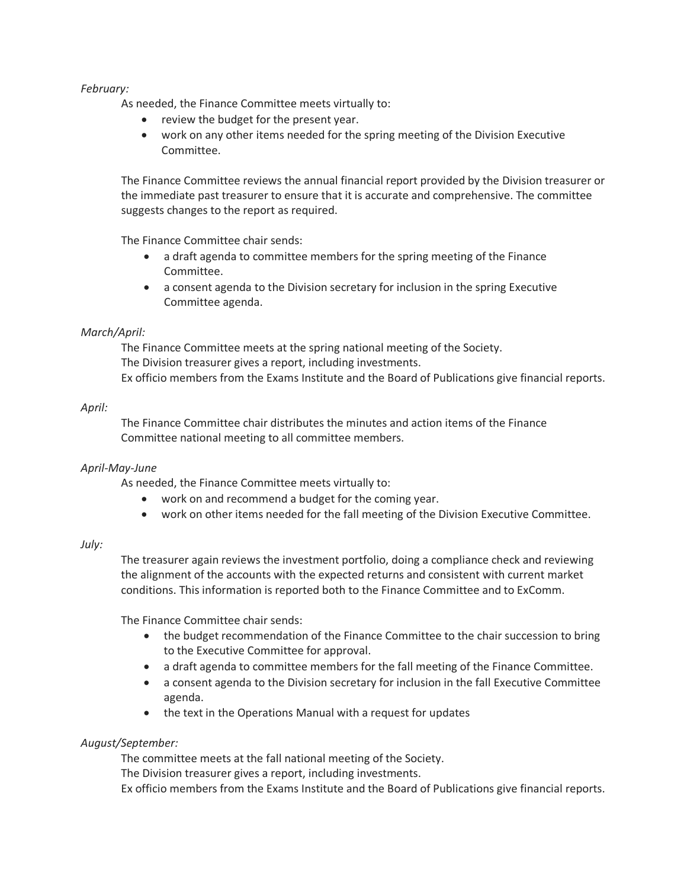*February:*

As needed, the Finance Committee meets virtually to:

- review the budget for the present year.
- work on any other items needed for the spring meeting of the Division Executive Committee.

The Finance Committee reviews the annual financial report provided by the Division treasurer or the immediate past treasurer to ensure that it is accurate and comprehensive. The committee suggests changes to the report as required.

The Finance Committee chair sends:

- a draft agenda to committee members for the spring meeting of the Finance Committee.
- a consent agenda to the Division secretary for inclusion in the spring Executive Committee agenda.

*March/April:*

The Finance Committee meets at the spring national meeting of the Society.
The Division treasurer gives a report, including investments.
Ex officio members from the Exams Institute and the Board of Publications give financial reports.

*April:*

The Finance Committee chair distributes the minutes and action items of the Finance Committee national meeting to all committee members.

*April-May-June*

As needed, the Finance Committee meets virtually to:

- work on and recommend a budget for the coming year.
- work on other items needed for the fall meeting of the Division Executive Committee.

*July:*

The treasurer again reviews the investment portfolio, doing a compliance check and reviewing the alignment of the accounts with the expected returns and consistent with current market conditions. This information is reported both to the Finance Committee and to ExComm.

The Finance Committee chair sends:

- the budget recommendation of the Finance Committee to the chair succession to bring to the Executive Committee for approval.
- a draft agenda to committee members for the fall meeting of the Finance Committee.
- a consent agenda to the Division secretary for inclusion in the fall Executive Committee agenda.
- the text in the Operations Manual with a request for updates

*August/September:*

The committee meets at the fall national meeting of the Society.
The Division treasurer gives a report, including investments.
Ex officio members from the Exams Institute and the Board of Publications give financial reports.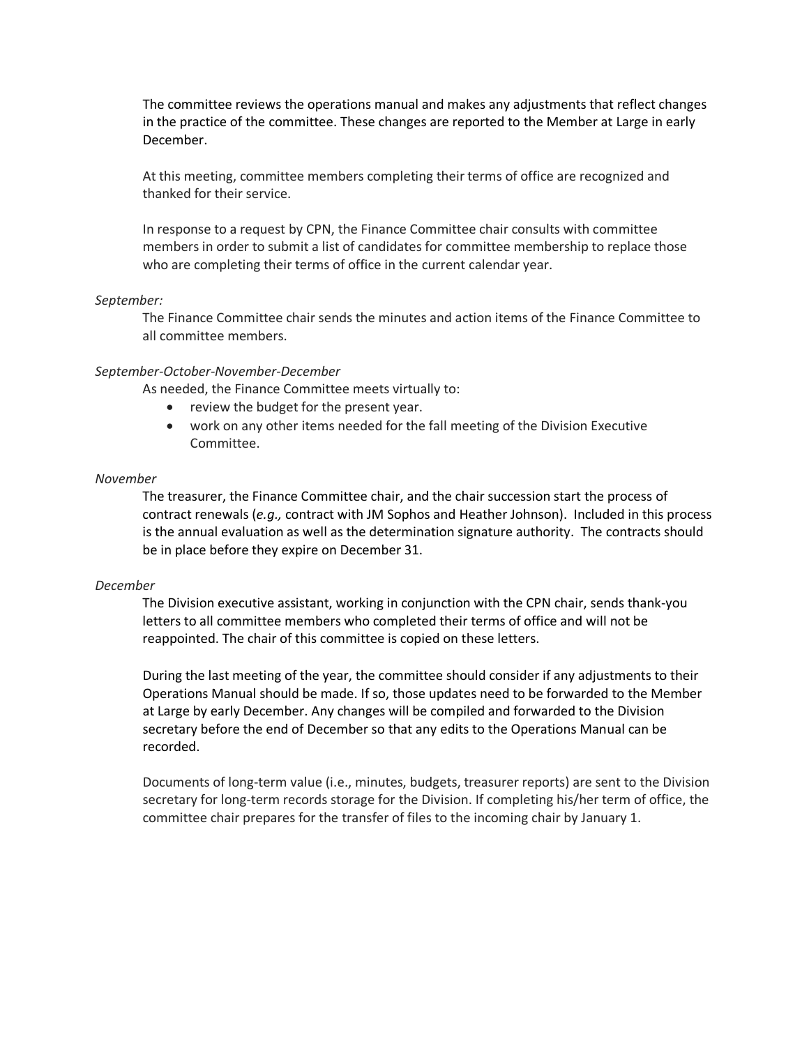The committee reviews the operations manual and makes any adjustments that reflect changes in the practice of the committee. These changes are reported to the Member at Large in early December.

At this meeting, committee members completing their terms of office are recognized and thanked for their service.

In response to a request by CPN, the Finance Committee chair consults with committee members in order to submit a list of candidates for committee membership to replace those who are completing their terms of office in the current calendar year.

*September:*

The Finance Committee chair sends the minutes and action items of the Finance Committee to all committee members.

*September-October-November-December*

As needed, the Finance Committee meets virtually to:

- review the budget for the present year.
- work on any other items needed for the fall meeting of the Division Executive Committee.

*November*

The treasurer, the Finance Committee chair, and the chair succession start the process of contract renewals (*e.g.,* contract with JM Sophos and Heather Johnson). Included in this process is the annual evaluation as well as the determination signature authority. The contracts should be in place before they expire on December 31.

*December*

The Division executive assistant, working in conjunction with the CPN chair, sends thank-you letters to all committee members who completed their terms of office and will not be reappointed. The chair of this committee is copied on these letters.

During the last meeting of the year, the committee should consider if any adjustments to their Operations Manual should be made. If so, those updates need to be forwarded to the Member at Large by early December. Any changes will be compiled and forwarded to the Division secretary before the end of December so that any edits to the Operations Manual can be recorded.

Documents of long-term value (i.e., minutes, budgets, treasurer reports) are sent to the Division secretary for long-term records storage for the Division. If completing his/her term of office, the committee chair prepares for the transfer of files to the incoming chair by January 1.